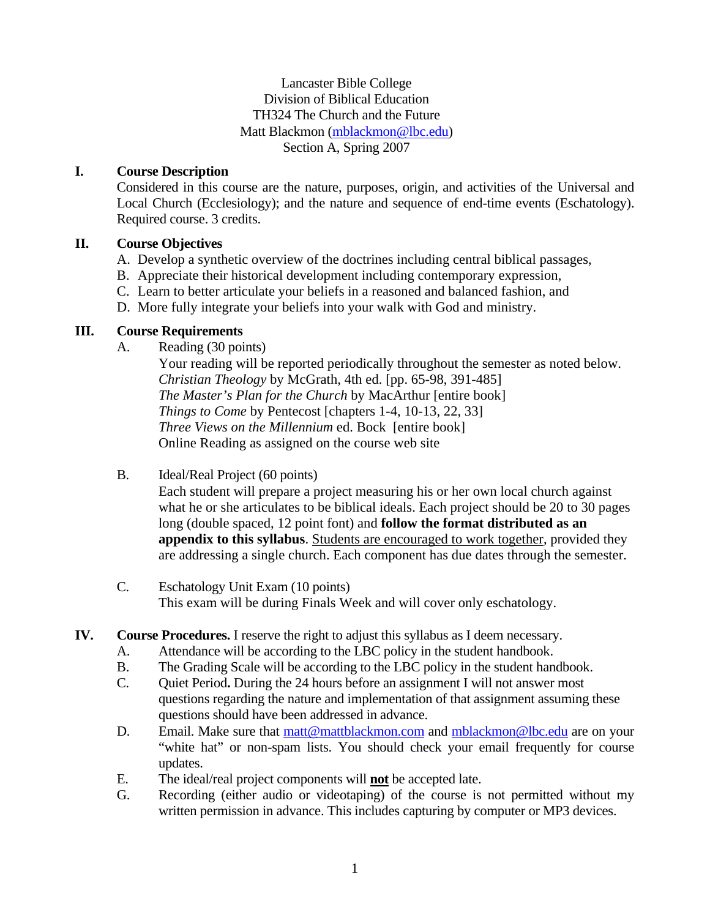Lancaster Bible College
Division of Biblical Education
TH324 The Church and the Future
Matt Blackmon (mblackmon@lbc.edu)
Section A, Spring 2007

## I. Course Description

Considered in this course are the nature, purposes, origin, and activities of the Universal and Local Church (Ecclesiology); and the nature and sequence of end-time events (Eschatology). Required course. 3 credits.

## II. Course Objectives

A. Develop a synthetic overview of the doctrines including central biblical passages,
B. Appreciate their historical development including contemporary expression,
C. Learn to better articulate your beliefs in a reasoned and balanced fashion, and
D. More fully integrate your beliefs into your walk with God and ministry.

## III. Course Requirements

A. Reading (30 points)

Your reading will be reported periodically throughout the semester as noted below.
*Christian Theology* by McGrath, 4th ed. [pp. 65-98, 391-485]
*The Master's Plan for the Church* by MacArthur [entire book]
*Things to Come* by Pentecost [chapters 1-4, 10-13, 22, 33]
*Three Views on the Millennium* ed. Bock [entire book]
Online Reading as assigned on the course web site

B. Ideal/Real Project (60 points)

Each student will prepare a project measuring his or her own local church against what he or she articulates to be biblical ideals. Each project should be 20 to 30 pages long (double spaced, 12 point font) and **follow the format distributed as an appendix to this syllabus**. <u>Students are encouraged to work together</u>, provided they are addressing a single church. Each component has due dates through the semester.

C. Eschatology Unit Exam (10 points)

This exam will be during Finals Week and will cover only eschatology.

## IV. Course Procedures.

I reserve the right to adjust this syllabus as I deem necessary.

A. Attendance will be according to the LBC policy in the student handbook.
B. The Grading Scale will be according to the LBC policy in the student handbook.
C. Quiet Period**.** During the 24 hours before an assignment I will not answer most questions regarding the nature and implementation of that assignment assuming these questions should have been addressed in advance.
D. Email. Make sure that matt@mattblackmon.com and mblackmon@lbc.edu are on your "white hat" or non-spam lists. You should check your email frequently for course updates.
E. The ideal/real project components will <u>**not**</u> be accepted late.
G. Recording (either audio or videotaping) of the course is not permitted without my written permission in advance. This includes capturing by computer or MP3 devices.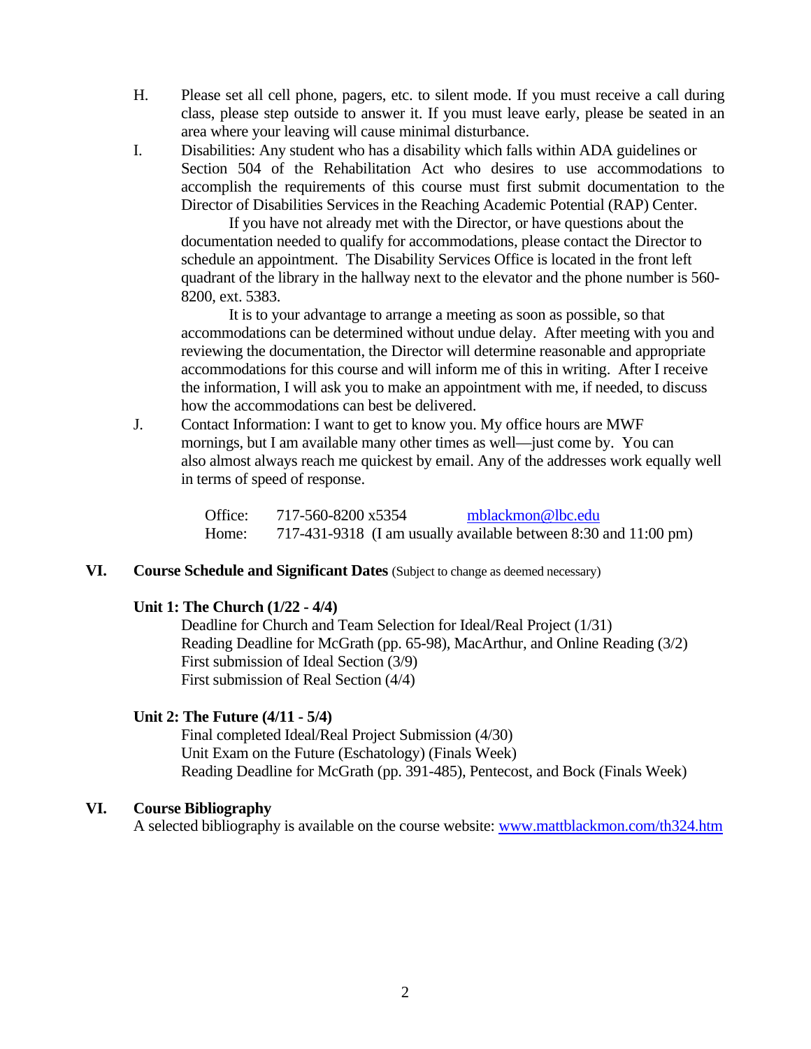H. Please set all cell phone, pagers, etc. to silent mode. If you must receive a call during class, please step outside to answer it. If you must leave early, please be seated in an area where your leaving will cause minimal disturbance.

I. Disabilities: Any student who has a disability which falls within ADA guidelines or Section 504 of the Rehabilitation Act who desires to use accommodations to accomplish the requirements of this course must first submit documentation to the Director of Disabilities Services in the Reaching Academic Potential (RAP) Center.

If you have not already met with the Director, or have questions about the documentation needed to qualify for accommodations, please contact the Director to schedule an appointment. The Disability Services Office is located in the front left quadrant of the library in the hallway next to the elevator and the phone number is 560-8200, ext. 5383.

It is to your advantage to arrange a meeting as soon as possible, so that accommodations can be determined without undue delay. After meeting with you and reviewing the documentation, the Director will determine reasonable and appropriate accommodations for this course and will inform me of this in writing. After I receive the information, I will ask you to make an appointment with me, if needed, to discuss how the accommodations can best be delivered.

J. Contact Information: I want to get to know you. My office hours are MWF mornings, but I am available many other times as well—just come by. You can also almost always reach me quickest by email. Any of the addresses work equally well in terms of speed of response.

Office: 717-560-8200 x5354 mblackmon@lbc.edu
Home: 717-431-9318 (I am usually available between 8:30 and 11:00 pm)

## VI. Course Schedule and Significant Dates (Subject to change as deemed necessary)

**Unit 1: The Church (1/22 - 4/4)**

Deadline for Church and Team Selection for Ideal/Real Project (1/31)
Reading Deadline for McGrath (pp. 65-98), MacArthur, and Online Reading (3/2)
First submission of Ideal Section (3/9)
First submission of Real Section (4/4)

**Unit 2: The Future (4/11 - 5/4)**

Final completed Ideal/Real Project Submission (4/30)
Unit Exam on the Future (Eschatology) (Finals Week)
Reading Deadline for McGrath (pp. 391-485), Pentecost, and Bock (Finals Week)

## VI. Course Bibliography

A selected bibliography is available on the course website: www.mattblackmon.com/th324.htm